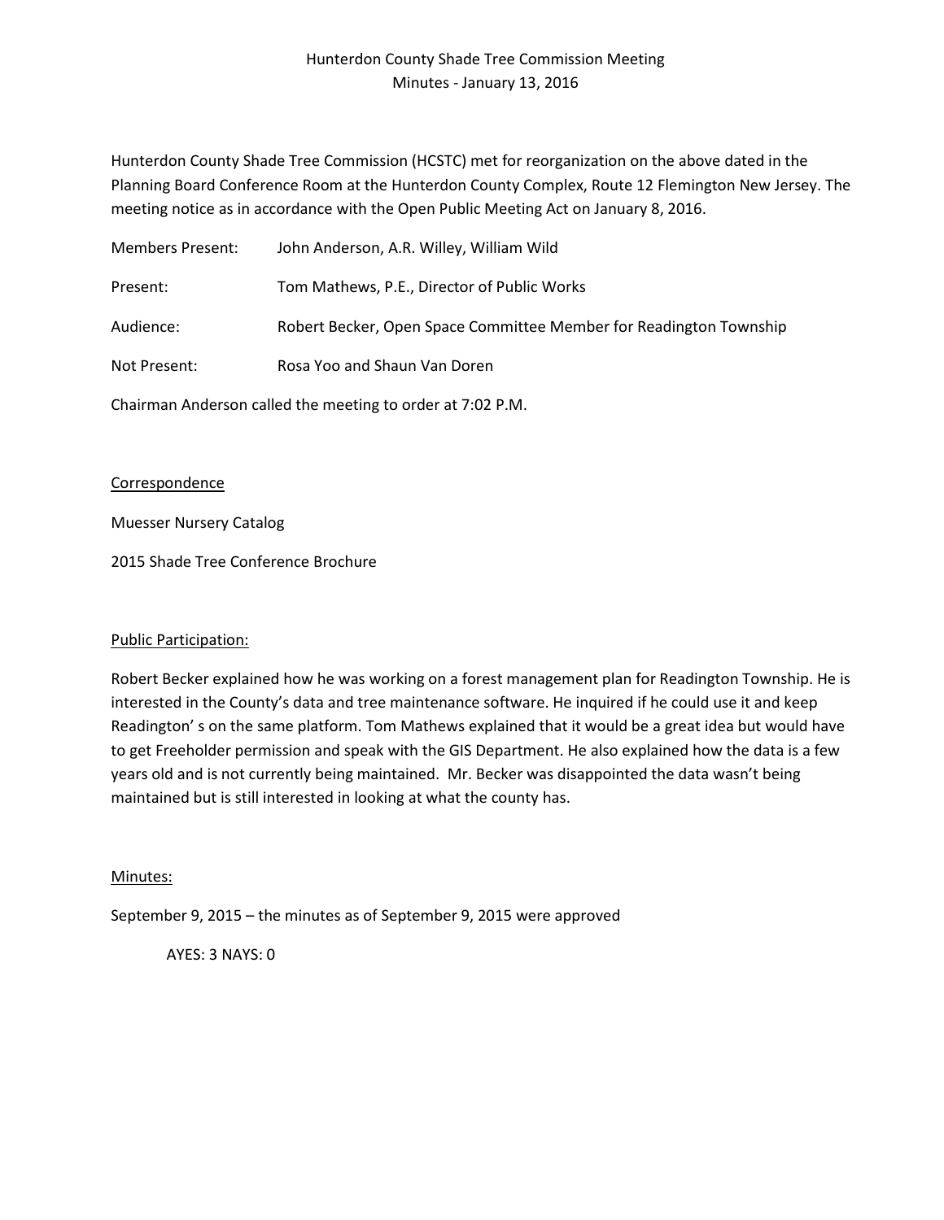# Hunterdon County Shade Tree Commission Meeting
## Minutes - January 13, 2016

Hunterdon County Shade Tree Commission (HCSTC) met for reorganization on the above dated in the Planning Board Conference Room at the Hunterdon County Complex, Route 12 Flemington New Jersey. The meeting notice as in accordance with the Open Public Meeting Act on January 8, 2016.

Members Present: John Anderson, A.R. Willey, William Wild

Present: Tom Mathews, P.E., Director of Public Works

Audience: Robert Becker, Open Space Committee Member for Readington Township

Not Present: Rosa Yoo and Shaun Van Doren

Chairman Anderson called the meeting to order at 7:02 P.M.

<u>Correspondence</u>

Muesser Nursery Catalog

2015 Shade Tree Conference Brochure

<u>Public Participation:</u>

Robert Becker explained how he was working on a forest management plan for Readington Township. He is interested in the County's data and tree maintenance software. He inquired if he could use it and keep Readington' s on the same platform. Tom Mathews explained that it would be a great idea but would have to get Freeholder permission and speak with the GIS Department. He also explained how the data is a few years old and is not currently being maintained. Mr. Becker was disappointed the data wasn't being maintained but is still interested in looking at what the county has.

<u>Minutes:</u>

September 9, 2015 – the minutes as of September 9, 2015 were approved

AYES: 3 NAYS: 0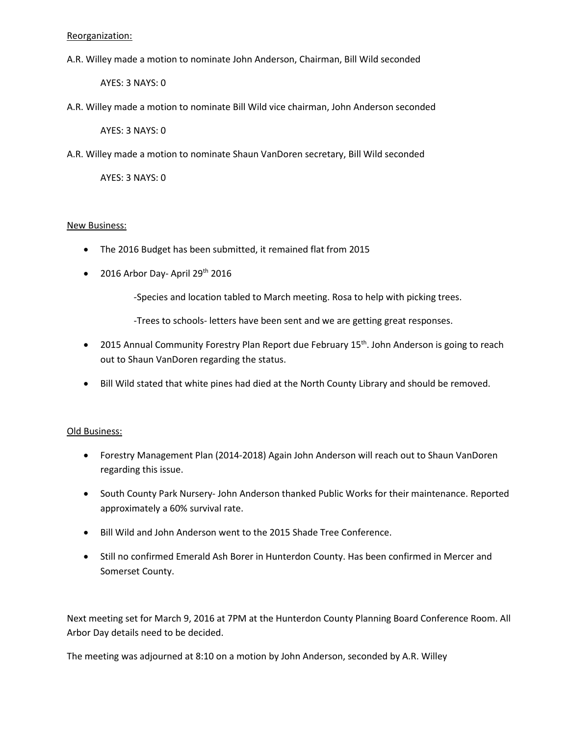Reorganization:

A.R. Willey made a motion to nominate John Anderson, Chairman, Bill Wild seconded

AYES: 3 NAYS: 0

A.R. Willey made a motion to nominate Bill Wild vice chairman, John Anderson seconded

AYES: 3 NAYS: 0

A.R. Willey made a motion to nominate Shaun VanDoren secretary, Bill Wild seconded

AYES: 3 NAYS: 0

New Business:

- The 2016 Budget has been submitted, it remained flat from 2015
- 2016 Arbor Day- April 29th 2016

  -Species and location tabled to March meeting. Rosa to help with picking trees.

  -Trees to schools- letters have been sent and we are getting great responses.

- 2015 Annual Community Forestry Plan Report due February 15th. John Anderson is going to reach out to Shaun VanDoren regarding the status.
- Bill Wild stated that white pines had died at the North County Library and should be removed.

Old Business:

- Forestry Management Plan (2014-2018) Again John Anderson will reach out to Shaun VanDoren regarding this issue.
- South County Park Nursery- John Anderson thanked Public Works for their maintenance. Reported approximately a 60% survival rate.
- Bill Wild and John Anderson went to the 2015 Shade Tree Conference.
- Still no confirmed Emerald Ash Borer in Hunterdon County. Has been confirmed in Mercer and Somerset County.

Next meeting set for March 9, 2016 at 7PM at the Hunterdon County Planning Board Conference Room. All Arbor Day details need to be decided.

The meeting was adjourned at 8:10 on a motion by John Anderson, seconded by A.R. Willey